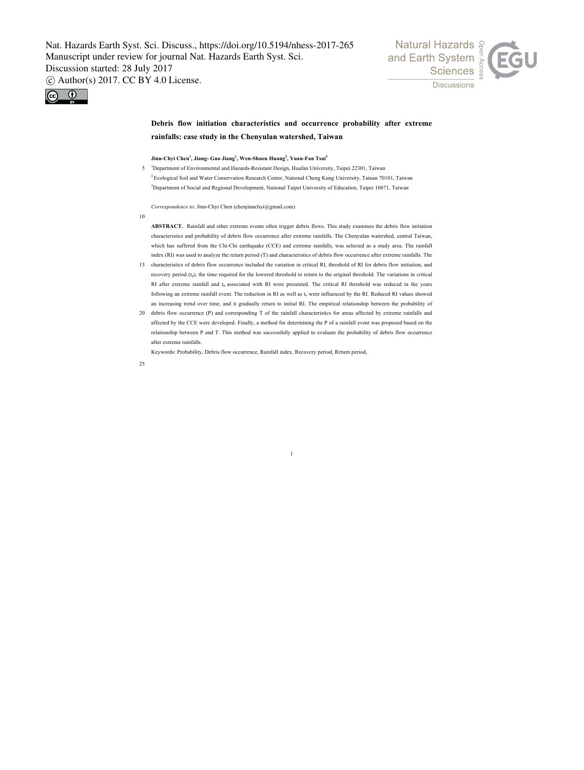# Debris flow initiation characteristics and occurrence probability after extreme rainfalls: case study in the Chenyulan watershed, Taiwan

**Jinn-Chyi Chen[1], Jiang- Guo Jiang[1], Wen-Shuen Huang[2], Yuan-Fan Tsai[3]**

[1]Department of Environmental and Hazards-Resistant Design, Huafan University, Taipei 22301, Taiwan

[2]Ecological Soil and Water Conservation Research Center, National Cheng Kung University, Tainan 70101, Taiwan

[3]Department of Social and Regional Development, National Taipei University of Education, Taipei 10671, Taiwan

*Correspondence to*: Jinn-Chyi Chen (chenjinnchyi@gmail.com)

**ABSTRACT.** Rainfall and other extreme events often trigger debris flows. This study examines the debris flow initiation characteristics and probability of debris flow occurrence after extreme rainfalls. The Chenyulan watershed, central Taiwan, which has suffered from the Chi-Chi earthquake (CCE) and extreme rainfalls, was selected as a study area. The rainfall index (RI) was used to analyze the return period (T) and characteristics of debris flow occurrence after extreme rainfalls. The characteristics of debris flow occurrence included the variation in critical RI, threshold of RI for debris flow initiation, and recovery period ($t_0$), the time required for the lowered threshold to return to the original threshold. The variations in critical RI after extreme rainfall and $t_0$ associated with RI were presented. The critical RI threshold was reduced in the years following an extreme rainfall event. The reduction in RI as well as $t_0$ were influenced by the RI. Reduced RI values showed an increasing trend over time, and it gradually return to initial RI. The empirical relationship between the probability of debris flow occurrence (P) and corresponding T of the rainfall characteristics for areas affected by extreme rainfalls and affected by the CCE were developed. Finally, a method for determining the P of a rainfall event was proposed based on the relationship between P and T. This method was successfully applied to evaluate the probability of debris flow occurrence after extreme rainfalls.

Keywords: Probability, Debris flow occurrence, Rainfall index, Recovery period, Return period,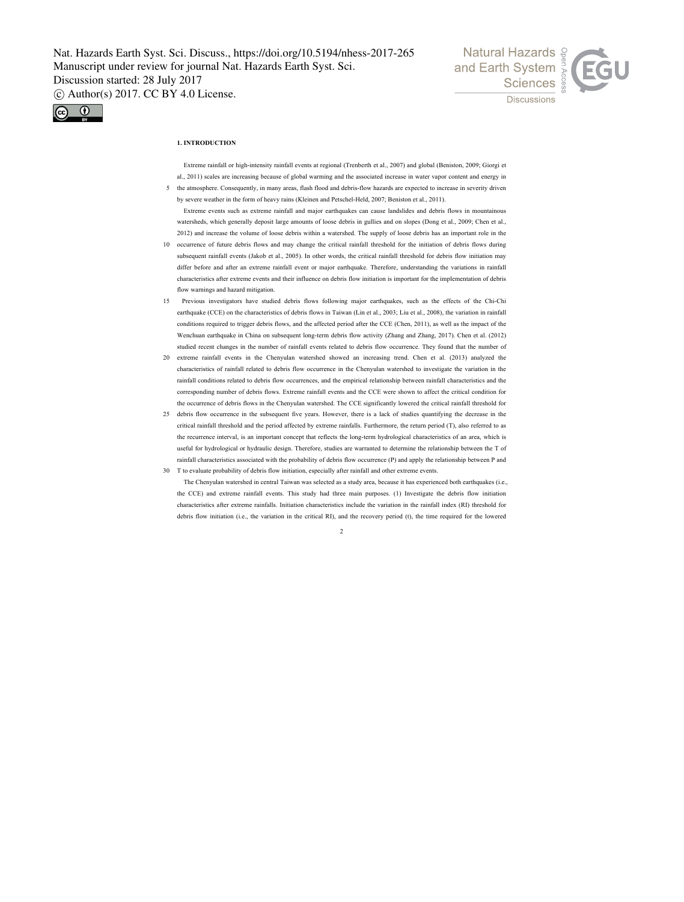## 1. INTRODUCTION

Extreme rainfall or high-intensity rainfall events at regional (Trenberth et al., 2007) and global (Beniston, 2009; Giorgi et al., 2011) scales are increasing because of global warming and the associated increase in water vapor content and energy in the atmosphere. Consequently, in many areas, flash flood and debris-flow hazards are expected to increase in severity driven by severe weather in the form of heavy rains (Kleinen and Petschel-Held, 2007; Beniston et al., 2011).

Extreme events such as extreme rainfall and major earthquakes can cause landslides and debris flows in mountainous watersheds, which generally deposit large amounts of loose debris in gullies and on slopes (Dong et al., 2009; Chen et al., 2012) and increase the volume of loose debris within a watershed. The supply of loose debris has an important role in the occurrence of future debris flows and may change the critical rainfall threshold for the initiation of debris flows during subsequent rainfall events (Jakob et al., 2005). In other words, the critical rainfall threshold for debris flow initiation may differ before and after an extreme rainfall event or major earthquake. Therefore, understanding the variations in rainfall characteristics after extreme events and their influence on debris flow initiation is important for the implementation of debris flow warnings and hazard mitigation.

Previous investigators have studied debris flows following major earthquakes, such as the effects of the Chi-Chi earthquake (CCE) on the characteristics of debris flows in Taiwan (Lin et al., 2003; Liu et al., 2008), the variation in rainfall conditions required to trigger debris flows, and the affected period after the CCE (Chen, 2011), as well as the impact of the Wenchuan earthquake in China on subsequent long-term debris flow activity (Zhang and Zhang, 2017). Chen et al. (2012) studied recent changes in the number of rainfall events related to debris flow occurrence. They found that the number of extreme rainfall events in the Chenyulan watershed showed an increasing trend. Chen et al. (2013) analyzed the characteristics of rainfall related to debris flow occurrence in the Chenyulan watershed to investigate the variation in the rainfall conditions related to debris flow occurrences, and the empirical relationship between rainfall characteristics and the corresponding number of debris flows. Extreme rainfall events and the CCE were shown to affect the critical condition for the occurrence of debris flows in the Chenyulan watershed. The CCE significantly lowered the critical rainfall threshold for debris flow occurrence in the subsequent five years. However, there is a lack of studies quantifying the decrease in the critical rainfall threshold and the period affected by extreme rainfalls. Furthermore, the return period (T), also referred to as the recurrence interval, is an important concept that reflects the long-term hydrological characteristics of an area, which is useful for hydrological or hydraulic design. Therefore, studies are warranted to determine the relationship between the T of rainfall characteristics associated with the probability of debris flow occurrence (P) and apply the relationship between P and T to evaluate probability of debris flow initiation, especially after rainfall and other extreme events.

The Chenyulan watershed in central Taiwan was selected as a study area, because it has experienced both earthquakes (i.e., the CCE) and extreme rainfall events. This study had three main purposes. (1) Investigate the debris flow initiation characteristics after extreme rainfalls. Initiation characteristics include the variation in the rainfall index (RI) threshold for debris flow initiation (i.e., the variation in the critical RI), and the recovery period (t), the time required for the lowered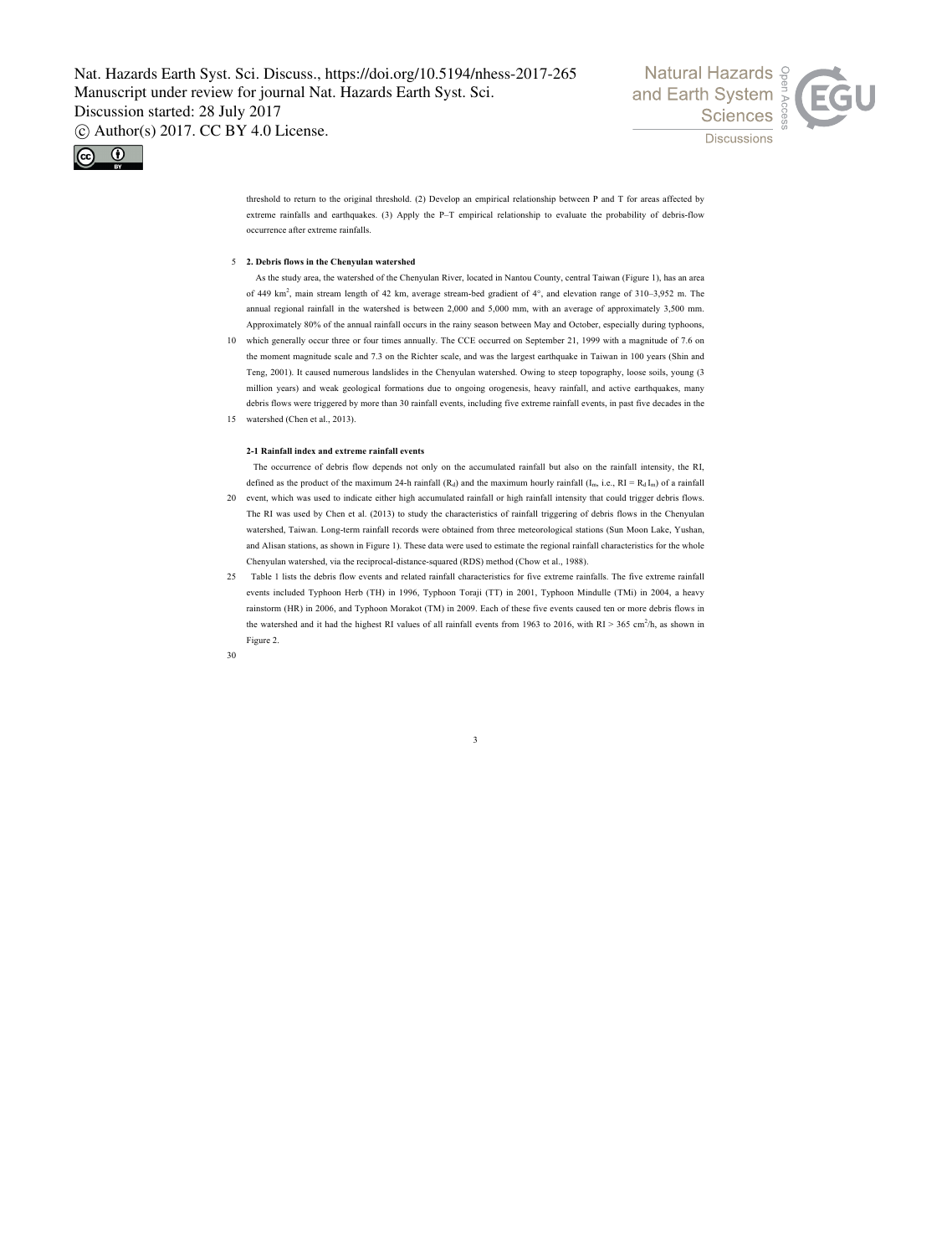threshold to return to the original threshold. (2) Develop an empirical relationship between P and T for areas affected by extreme rainfalls and earthquakes. (3) Apply the P–T empirical relationship to evaluate the probability of debris-flow occurrence after extreme rainfalls.

## 2. Debris flows in the Chenyulan watershed

As the study area, the watershed of the Chenyulan River, located in Nantou County, central Taiwan (Figure 1), has an area of 449 $km^2$, main stream length of 42 km, average stream-bed gradient of 4°, and elevation range of 310–3,952 m. The annual regional rainfall in the watershed is between 2,000 and 5,000 mm, with an average of approximately 3,500 mm. Approximately 80% of the annual rainfall occurs in the rainy season between May and October, especially during typhoons, which generally occur three or four times annually. The CCE occurred on September 21, 1999 with a magnitude of 7.6 on the moment magnitude scale and 7.3 on the Richter scale, and was the largest earthquake in Taiwan in 100 years (Shin and Teng, 2001). It caused numerous landslides in the Chenyulan watershed. Owing to steep topography, loose soils, young (3 million years) and weak geological formations due to ongoing orogenesis, heavy rainfall, and active earthquakes, many debris flows were triggered by more than 30 rainfall events, including five extreme rainfall events, in past five decades in the watershed (Chen et al., 2013).

### 2-1 Rainfall index and extreme rainfall events

The occurrence of debris flow depends not only on the accumulated rainfall but also on the rainfall intensity, the RI, defined as the product of the maximum 24-h rainfall ($R_d$) and the maximum hourly rainfall ($I_m$, i.e., $RI = R_d I_m$) of a rainfall event, which was used to indicate either high accumulated rainfall or high rainfall intensity that could trigger debris flows. The RI was used by Chen et al. (2013) to study the characteristics of rainfall triggering of debris flows in the Chenyulan watershed, Taiwan. Long-term rainfall records were obtained from three meteorological stations (Sun Moon Lake, Yushan, and Alisan stations, as shown in Figure 1). These data were used to estimate the regional rainfall characteristics for the whole Chenyulan watershed, via the reciprocal-distance-squared (RDS) method (Chow et al., 1988).

Table 1 lists the debris flow events and related rainfall characteristics for five extreme rainfalls. The five extreme rainfall events included Typhoon Herb (TH) in 1996, Typhoon Toraji (TT) in 2001, Typhoon Mindulle (TMi) in 2004, a heavy rainstorm (HR) in 2006, and Typhoon Morakot (TM) in 2009. Each of these five events caused ten or more debris flows in the watershed and it had the highest RI values of all rainfall events from 1963 to 2016, with $RI > 365$ $cm^2/h$, as shown in Figure 2.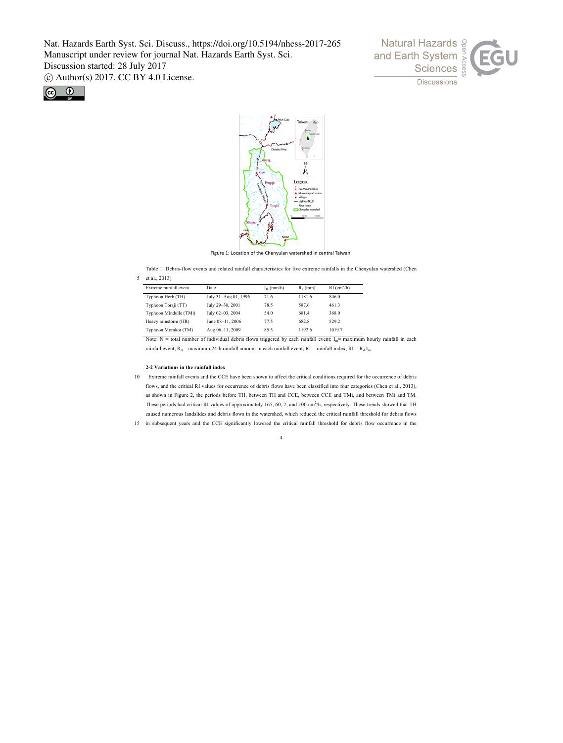Figure 1: Location of the Chenyulan watershed in central Taiwan.

Table 1: Debris-flow events and related rainfall characteristics for five extreme rainfalls in the Chenyulan watershed (Chen et al., 2013)

| Extreme rainfall event | Date | $I_m$ (mm/h) | $R_d$ (mm) | RI ($cm^2$/h) |
|---|---|---|---|---|
| Typhoon Herb (TH) | July 31–Aug 01, 1996 | 71.6 | 1181.6 | 846.0 |
| Typhoon Toraji (TT) | July 29–30, 2001 | 78.5 | 587.6 | 461.3 |
| Typhoon Mindulle (TMi) | July 02–03, 2004 | 54.0 | 681.4 | 368.0 |
| Heavy rainstorm (HR) | June 08–11, 2006 | 77.5 | 682.8 | 529.2 |
| Typhoon Morakot (TM) | Aug 06–11, 2009 | 85.5 | 1192.6 | 1019.7 |

Note: N = total number of individual debris flows triggered by each rainfall event; $I_m$= maximum hourly rainfall in each rainfall event; $R_d$ = maximum 24-h rainfall amount in each rainfall event; RI = rainfall index, RI = $R_d$ $I_m$

**2-2 Variations in the rainfall index**

Extreme rainfall events and the CCE have been shown to affect the critical conditions required for the occurrence of debris flows, and the critical RI values for occurrence of debris flows have been classified into four categories (Chen et al., 2013), as shown in Figure 2, the periods before TH, between TH and CCE, between CCE and TMi, and between TMi and TM. These periods had critical RI values of approximately 165, 60, 2, and 100 $cm^2$/h, respectively. These trends showed that TH caused numerous landslides and debris flows in the watershed, which reduced the critical rainfall threshold for debris flows in subsequent years and the CCE significantly lowered the critical rainfall threshold for debris flow occurrence in the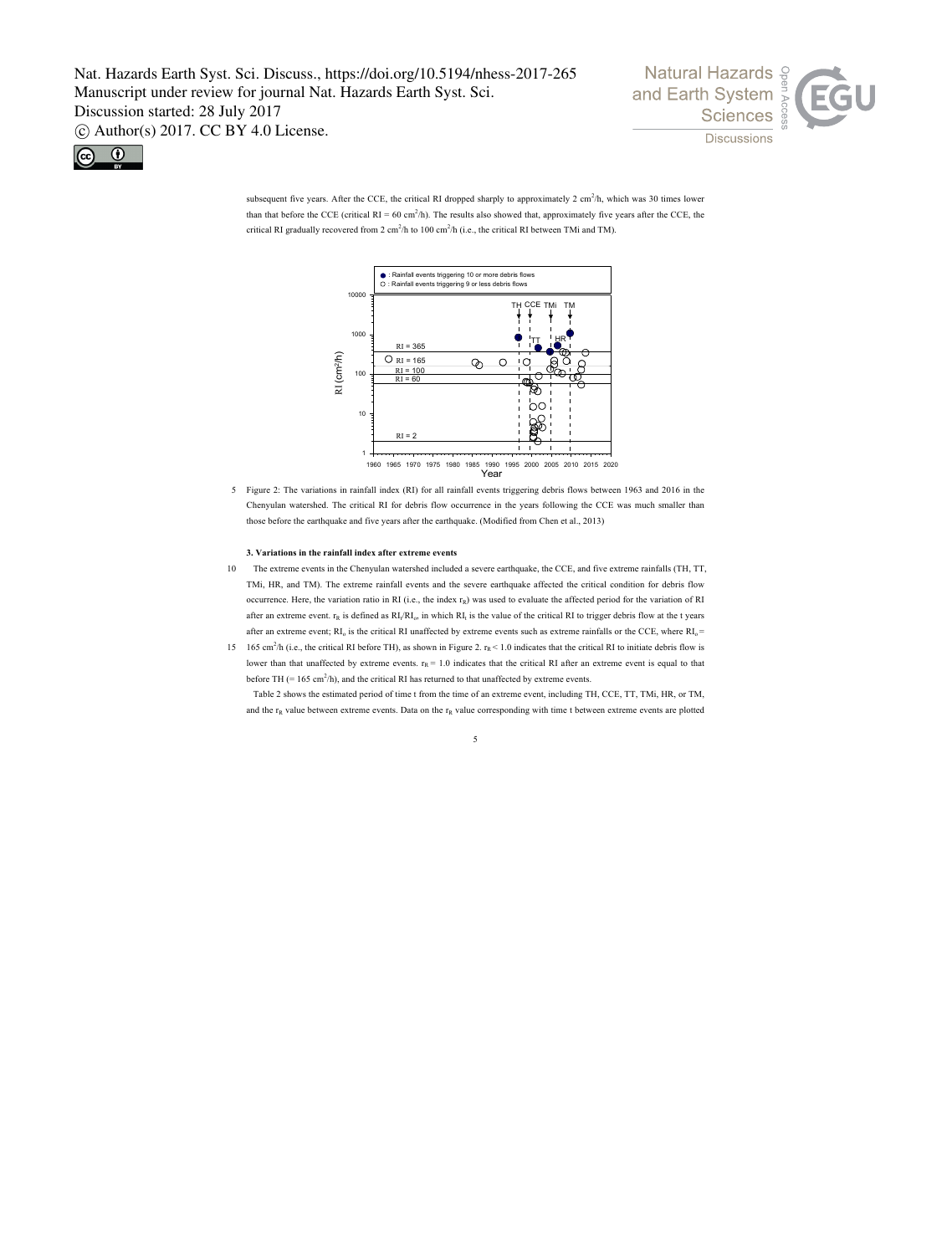subsequent five years. After the CCE, the critical RI dropped sharply to approximately 2 $cm^2/h$, which was 30 times lower than that before the CCE (critical RI = 60 $cm^2/h$). The results also showed that, approximately five years after the CCE, the critical RI gradually recovered from 2 $cm^2/h$ to 100 $cm^2/h$ (i.e., the critical RI between TMi and TM).

Figure 2: The variations in rainfall index (RI) for all rainfall events triggering debris flows between 1963 and 2016 in the Chenyulan watershed. The critical RI for debris flow occurrence in the years following the CCE was much smaller than those before the earthquake and five years after the earthquake. (Modified from Chen et al., 2013)

### 3. Variations in the rainfall index after extreme events

The extreme events in the Chenyulan watershed included a severe earthquake, the CCE, and five extreme rainfalls (TH, TT, TMi, HR, and TM). The extreme rainfall events and the severe earthquake affected the critical condition for debris flow occurrence. Here, the variation ratio in RI (i.e., the index $r_R$) was used to evaluate the affected period for the variation of RI after an extreme event. $r_R$ is defined as $RI_t/RI_o$, in which $RI_t$ is the value of the critical RI to trigger debris flow at the t years after an extreme event; $RI_o$ is the critical RI unaffected by extreme events such as extreme rainfalls or the CCE, where $RI_o$ = 165 $cm^2/h$ (i.e., the critical RI before TH), as shown in Figure 2. $r_R < 1.0$ indicates that the critical RI to initiate debris flow is lower than that unaffected by extreme events. $r_R = 1.0$ indicates that the critical RI after an extreme event is equal to that before TH (= 165 $cm^2/h$), and the critical RI has returned to that unaffected by extreme events.

Table 2 shows the estimated period of time t from the time of an extreme event, including TH, CCE, TT, TMi, HR, or TM, and the $r_R$ value between extreme events. Data on the $r_R$ value corresponding with time t between extreme events are plotted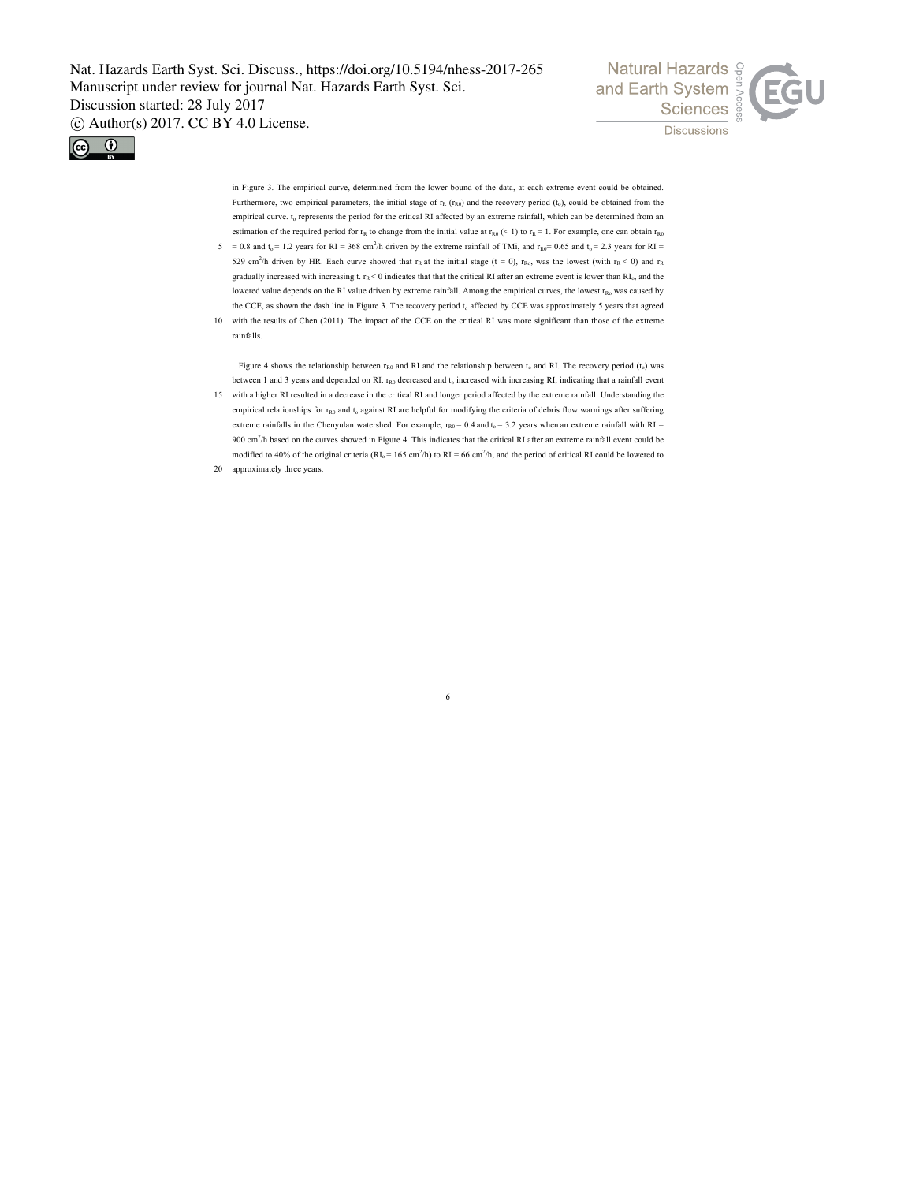in Figure 3. The empirical curve, determined from the lower bound of the data, at each extreme event could be obtained. Furthermore, two empirical parameters, the initial stage of $r_R$ ($r_{R0}$) and the recovery period ($t_o$), could be obtained from the empirical curve. $t_o$ represents the period for the critical RI affected by an extreme rainfall, which can be determined from an estimation of the required period for $r_R$ to change from the initial value at $r_{R0}$ (< 1) to $r_R$ = 1. For example, one can obtain $r_{R0}$ = 0.8 and $t_o$ = 1.2 years for RI = 368 cm$^2$/h driven by the extreme rainfall of TMi, and $r_{R0}$= 0.65 and $t_o$ = 2.3 years for RI = 529 cm$^2$/h driven by HR. Each curve showed that $r_R$ at the initial stage (t = 0), $r_{Ro}$, was the lowest (with $r_R$ < 0) and $r_R$ gradually increased with increasing t. $r_R$ < 0 indicates that that the critical RI after an extreme event is lower than $RI_o$, and the lowered value depends on the RI value driven by extreme rainfall. Among the empirical curves, the lowest $r_{Ro}$ was caused by the CCE, as shown the dash line in Figure 3. The recovery period $t_o$ affected by CCE was approximately 5 years that agreed with the results of Chen (2011). The impact of the CCE on the critical RI was more significant than those of the extreme rainfalls.

Figure 4 shows the relationship between $r_{R0}$ and RI and the relationship between $t_o$ and RI. The recovery period ($t_o$) was between 1 and 3 years and depended on RI. $r_{R0}$ decreased and $t_o$ increased with increasing RI, indicating that a rainfall event with a higher RI resulted in a decrease in the critical RI and longer period affected by the extreme rainfall. Understanding the empirical relationships for $r_{R0}$ and $t_o$ against RI are helpful for modifying the criteria of debris flow warnings after suffering extreme rainfalls in the Chenyulan watershed. For example, $r_{R0}$ = 0.4 and $t_o$ = 3.2 years when an extreme rainfall with RI = 900 cm$^2$/h based on the curves showed in Figure 4. This indicates that the critical RI after an extreme rainfall event could be modified to 40% of the original criteria ($RI_o$ = 165 cm$^2$/h) to RI = 66 cm$^2$/h, and the period of critical RI could be lowered to approximately three years.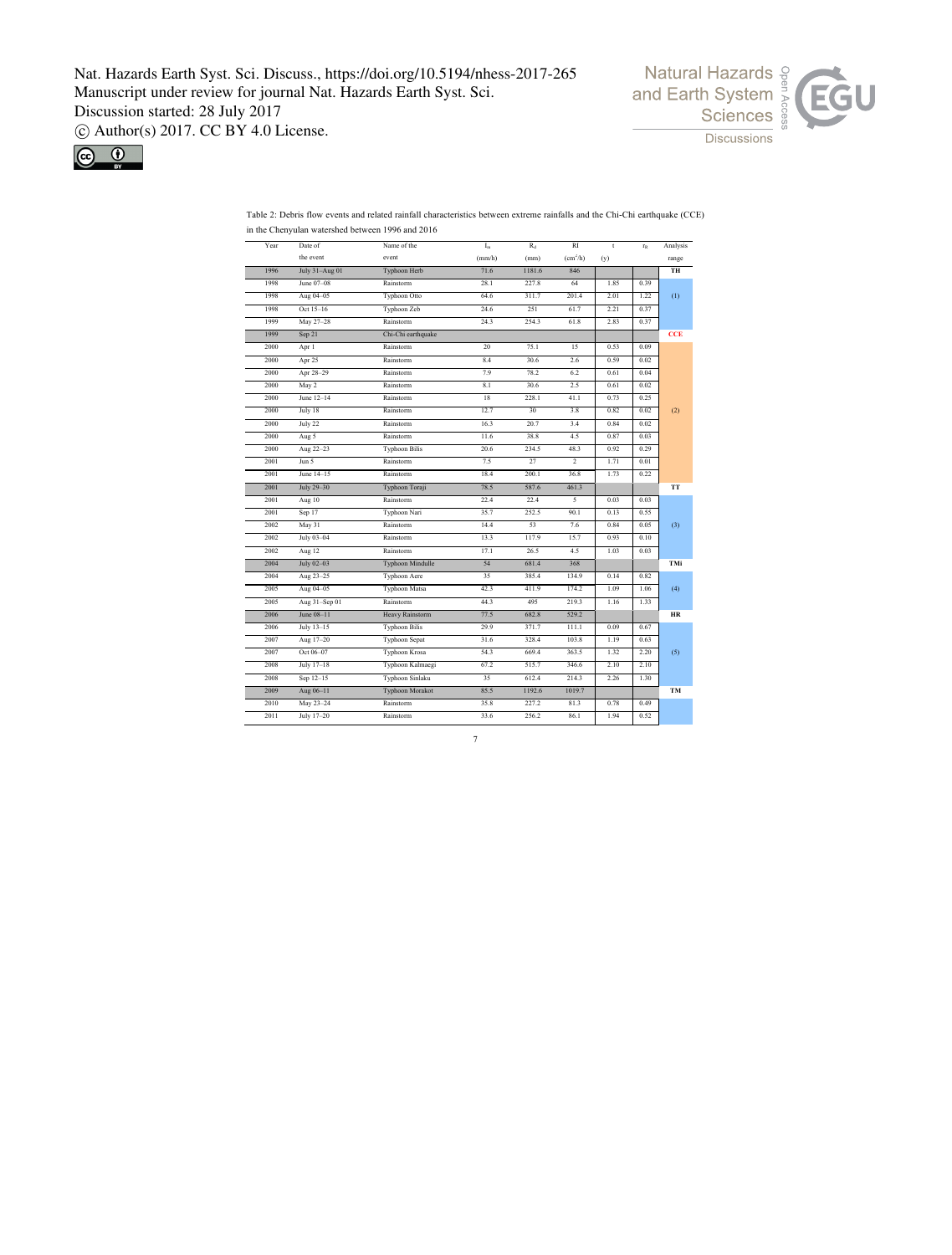Table 2: Debris flow events and related rainfall characteristics between extreme rainfalls and the Chi-Chi earthquake (CCE) in the Chenyulan watershed between 1996 and 2016

| Year | Date of the event | Name of the event | $I_m$ (mm/h) | $R_d$ (mm) | RI ($cm^2$/h) | t (y) | $r_R$ | Analysis range |
|---|---|---|---|---|---|---|---|---|
| 1996 | July 31–Aug 01 | Typhoon Herb | 71.6 | 1181.6 | 846 | | | TH |
| 1998 | June 07–08 | Rainstorm | 28.1 | 227.8 | 64 | 1.85 | 0.39 | |
| 1998 | Aug 04–05 | Typhoon Otto | 64.6 | 311.7 | 201.4 | 2.01 | 1.22 | (1) |
| 1998 | Oct 15–16 | Typhoon Zeb | 24.6 | 251 | 61.7 | 2.21 | 0.37 | |
| 1999 | May 27–28 | Rainstorm | 24.3 | 254.3 | 61.8 | 2.83 | 0.37 | |
| 1999 | Sep 21 | Chi-Chi earthquake | | | | | | CCE |
| 2000 | Apr 1 | Rainstorm | 20 | 75.1 | 15 | 0.53 | 0.09 | |
| 2000 | Apr 25 | Rainstorm | 8.4 | 30.6 | 2.6 | 0.59 | 0.02 | |
| 2000 | Apr 28–29 | Rainstorm | 7.9 | 78.2 | 6.2 | 0.61 | 0.04 | |
| 2000 | May 2 | Rainstorm | 8.1 | 30.6 | 2.5 | 0.61 | 0.02 | |
| 2000 | June 12–14 | Rainstorm | 18 | 228.1 | 41.1 | 0.73 | 0.25 | |
| 2000 | July 18 | Rainstorm | 12.7 | 30 | 3.8 | 0.82 | 0.02 | (2) |
| 2000 | July 22 | Rainstorm | 16.3 | 20.7 | 3.4 | 0.84 | 0.02 | |
| 2000 | Aug 5 | Rainstorm | 11.6 | 38.8 | 4.5 | 0.87 | 0.03 | |
| 2000 | Aug 22–23 | Typhoon Bilis | 20.6 | 234.5 | 48.3 | 0.92 | 0.29 | |
| 2001 | Jun 5 | Rainstorm | 7.5 | 27 | 2 | 1.71 | 0.01 | |
| 2001 | June 14–15 | Rainstorm | 18.4 | 200.1 | 36.8 | 1.73 | 0.22 | |
| 2001 | July 29–30 | Typhoon Toraji | 78.5 | 587.6 | 461.3 | | | TT |
| 2001 | Aug 10 | Rainstorm | 22.4 | 22.4 | 5 | 0.03 | 0.03 | |
| 2001 | Sep 17 | Typhoon Nari | 35.7 | 252.5 | 90.1 | 0.13 | 0.55 | |
| 2002 | May 31 | Rainstorm | 14.4 | 53 | 7.6 | 0.84 | 0.05 | (3) |
| 2002 | July 03–04 | Rainstorm | 13.3 | 117.9 | 15.7 | 0.93 | 0.10 | |
| 2002 | Aug 12 | Rainstorm | 17.1 | 26.5 | 4.5 | 1.03 | 0.03 | |
| 2004 | July 02–03 | Typhoon Mindulle | 54 | 681.4 | 368 | | | TMi |
| 2004 | Aug 23–25 | Typhoon Aere | 35 | 385.4 | 134.9 | 0.14 | 0.82 | |
| 2005 | Aug 04–05 | Typhoon Matsa | 42.3 | 411.9 | 174.2 | 1.09 | 1.06 | (4) |
| 2005 | Aug 31–Sep 01 | Rainstorm | 44.3 | 495 | 219.3 | 1.16 | 1.33 | |
| 2006 | June 08–11 | Heavy Rainstorm | 77.5 | 682.8 | 529.2 | | | HR |
| 2006 | July 13–15 | Typhoon Bilis | 29.9 | 371.7 | 111.1 | 0.09 | 0.67 | |
| 2007 | Aug 17–20 | Typhoon Sepat | 31.6 | 328.4 | 103.8 | 1.19 | 0.63 | |
| 2007 | Oct 06–07 | Typhoon Krosa | 54.3 | 669.4 | 363.5 | 1.32 | 2.20 | (5) |
| 2008 | July 17–18 | Typhoon Kalmaegi | 67.2 | 515.7 | 346.6 | 2.10 | 2.10 | |
| 2008 | Sep 12–15 | Typhoon Sinlaku | 35 | 612.4 | 214.3 | 2.26 | 1.30 | |
| 2009 | Aug 06–11 | Typhoon Morakot | 85.5 | 1192.6 | 1019.7 | | | TM |
| 2010 | May 23–24 | Rainstorm | 35.8 | 227.2 | 81.3 | 0.78 | 0.49 | |
| 2011 | July 17–20 | Rainstorm | 33.6 | 256.2 | 86.1 | 1.94 | 0.52 | |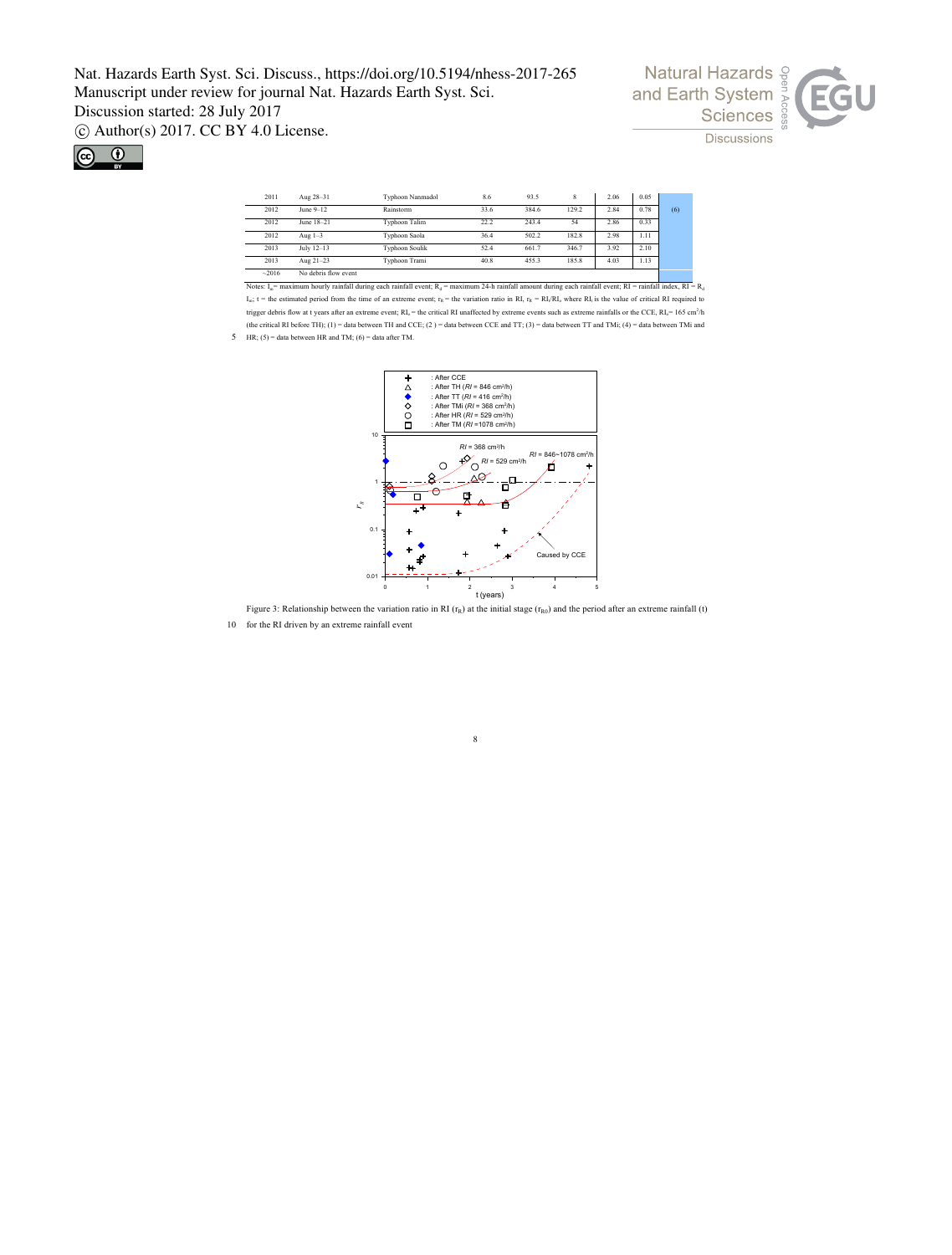| 2011 | Aug 28–31 | Typhoon Nanmadol | 8.6 | 93.5 | 8 | 2.06 | 0.05 | |
|---|---|---|---|---|---|---|---|---|
| 2012 | June 9–12 | Rainstorm | 33.6 | 384.6 | 129.2 | 2.84 | 0.78 | (6) |
| 2012 | June 18–21 | Typhoon Talim | 22.2 | 243.4 | 54 | 2.86 | 0.33 | |
| 2012 | Aug 1–3 | Typhoon Saola | 36.4 | 502.2 | 182.8 | 2.98 | 1.11 | |
| 2013 | July 12–13 | Typhoon Soulik | 52.4 | 661.7 | 346.7 | 3.92 | 2.10 | |
| 2013 | Aug 21–23 | Typhoon Trami | 40.8 | 455.3 | 185.8 | 4.03 | 1.13 | |
| ~2016 | No debris flow event | | | | | | | |

Notes: $I_m$ = maximum hourly rainfall during each rainfall event; $R_d$ = maximum 24-h rainfall amount during each rainfall event; RI = rainfall index, RI = $R_d$ $I_m$; t = the estimated period from the time of an extreme event; $r_R$ = the variation ratio in RI, $r_R = RI_t/RI_c$ where $RI_t$ is the value of critical RI required to trigger debris flow at t years after an extreme event; $RI_c$ = the critical RI unaffected by extreme events such as extreme rainfalls or the CCE, $RI_c$ = 165 $cm^2/h$ (the critical RI before TH); (1) = data between TH and CCE; (2 ) = data between CCE and TT; (3) = data between TT and TMi; (4) = data between TMi and HR; (5) = data between HR and TM; (6) = data after TM.

Figure 3: Relationship between the variation ratio in RI ($r_R$) at the initial stage ($r_{R0}$) and the period after an extreme rainfall (t) for the RI driven by an extreme rainfall event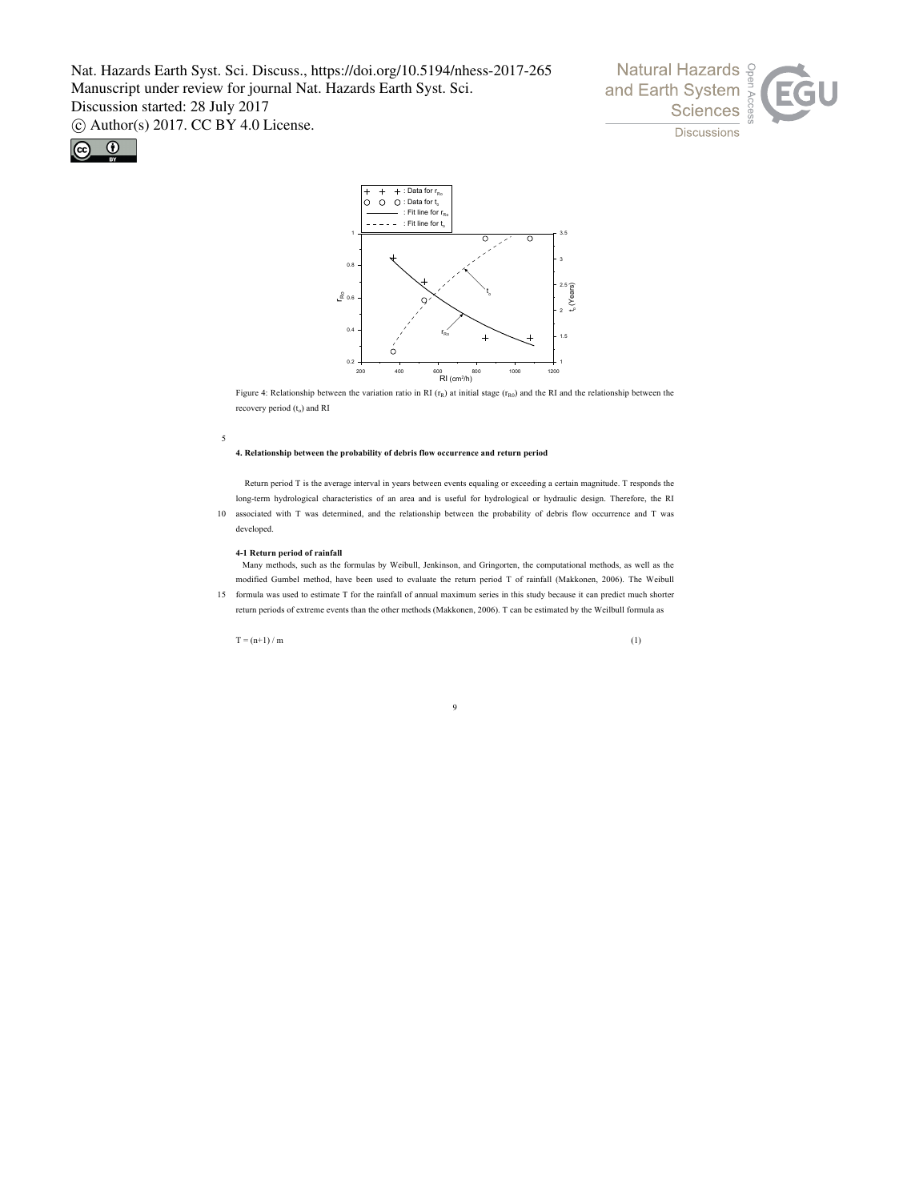Figure 4: Relationship between the variation ratio in RI ($r_R$) at initial stage ($r_{Ro}$) and the RI and the relationship between the recovery period ($t_o$) and RI

#### 4. Relationship between the probability of debris flow occurrence and return period

Return period T is the average interval in years between events equaling or exceeding a certain magnitude. T responds the long-term hydrological characteristics of an area and is useful for hydrological or hydraulic design. Therefore, the RI associated with T was determined, and the relationship between the probability of debris flow occurrence and T was developed.

##### 4-1 Return period of rainfall

Many methods, such as the formulas by Weibull, Jenkinson, and Gringorten, the computational methods, as well as the modified Gumbel method, have been used to evaluate the return period T of rainfall (Makkonen, 2006). The Weibull formula was used to estimate T for the rainfall of annual maximum series in this study because it can predict much shorter return periods of extreme events than the other methods (Makkonen, 2006). T can be estimated by the Weilbull formula as

$$T = (n+1) / m \tag{1}$$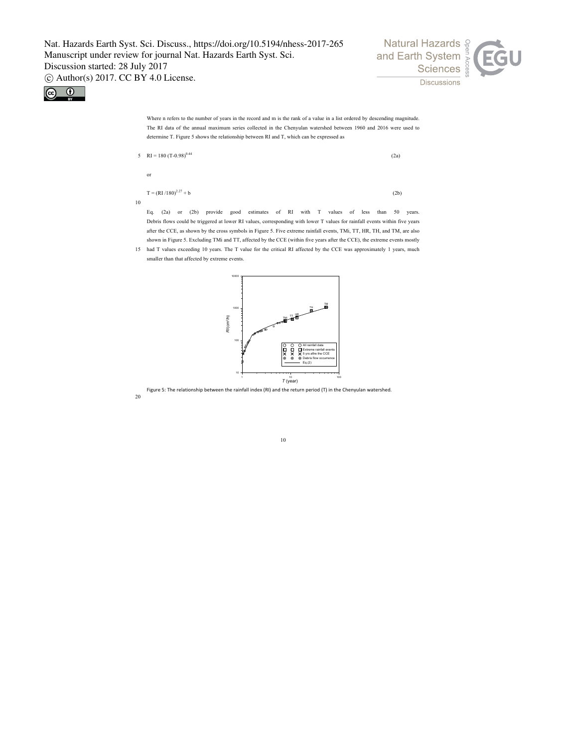Where n refers to the number of years in the record and m is the rank of a value in a list ordered by descending magnitude. The RI data of the annual maximum series collected in the Chenyulan watershed between 1960 and 2016 were used to determine T. Figure 5 shows the relationship between RI and T, which can be expressed as

$$RI = 180\,(T-0.98)^{0.44} \tag{2a}$$

or

$$T = (RI/180)^{2.27} + b \tag{2b}$$

Eq. (2a) or (2b) provide good estimates of RI with T values of less than 50 years. Debris flows could be triggered at lower RI values, corresponding with lower T values for rainfall events within five years after the CCE, as shown by the cross symbols in Figure 5. Five extreme rainfall events, TMi, TT, HR, TH, and TM, are also shown in Figure 5. Excluding TMi and TT, affected by the CCE (within five years after the CCE), the extreme events mostly had T values exceeding 10 years. The T value for the critical RI affected by the CCE was approximately 1 years, much smaller than that affected by extreme events.

Figure 5: The relationship between the rainfall index (RI) and the return period (T) in the Chenyulan watershed.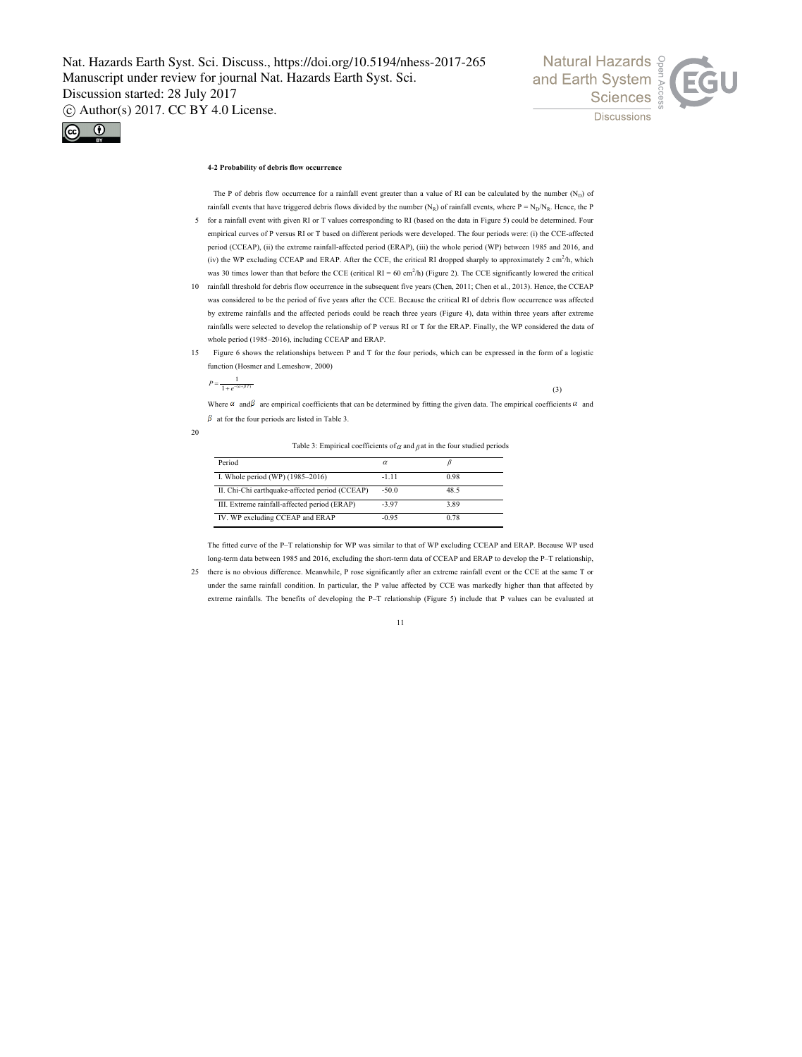### 4-2 Probability of debris flow occurrence

The P of debris flow occurrence for a rainfall event greater than a value of RI can be calculated by the number ($N_D$) of rainfall events that have triggered debris flows divided by the number ($N_R$) of rainfall events, where $P = N_D/N_R$. Hence, the P for a rainfall event with given RI or T values corresponding to RI (based on the data in Figure 5) could be determined. Four empirical curves of P versus RI or T based on different periods were developed. The four periods were: (i) the CCE-affected period (CCEAP), (ii) the extreme rainfall-affected period (ERAP), (iii) the whole period (WP) between 1985 and 2016, and (iv) the WP excluding CCEAP and ERAP. After the CCE, the critical RI dropped sharply to approximately 2 $cm^2/h$, which was 30 times lower than that before the CCE (critical RI = 60 $cm^2/h$) (Figure 2). The CCE significantly lowered the critical rainfall threshold for debris flow occurrence in the subsequent five years (Chen, 2011; Chen et al., 2013). Hence, the CCEAP was considered to be the period of five years after the CCE. Because the critical RI of debris flow occurrence was affected by extreme rainfalls and the affected periods could be reach three years (Figure 4), data within three years after extreme rainfalls were selected to develop the relationship of P versus RI or T for the ERAP. Finally, the WP considered the data of whole period (1985–2016), including CCEAP and ERAP.

Figure 6 shows the relationships between P and T for the four periods, which can be expressed in the form of a logistic function (Hosmer and Lemeshow, 2000)

$$P = \frac{1}{1+e^{-(\alpha+\beta T)}} \tag{3}$$

Where $\alpha$ and $\beta$ are empirical coefficients that can be determined by fitting the given data. The empirical coefficients $\alpha$ and $\beta$ at for the four periods are listed in Table 3.

Table 3: Empirical coefficients of $\alpha$ and $\beta$ at in the four studied periods

| Period | $\alpha$ | $\beta$ |
|---|---|---|
| I. Whole period (WP) (1985–2016) | -1.11 | 0.98 |
| II. Chi-Chi earthquake-affected period (CCEAP) | -50.0 | 48.5 |
| III. Extreme rainfall-affected period (ERAP) | -3.97 | 3.89 |
| IV. WP excluding CCEAP and ERAP | -0.95 | 0.78 |

The fitted curve of the P–T relationship for WP was similar to that of WP excluding CCEAP and ERAP. Because WP used long-term data between 1985 and 2016, excluding the short-term data of CCEAP and ERAP to develop the P–T relationship, there is no obvious difference. Meanwhile, P rose significantly after an extreme rainfall event or the CCE at the same T or under the same rainfall condition. In particular, the P value affected by CCE was markedly higher than that affected by extreme rainfalls. The benefits of developing the P–T relationship (Figure 5) include that P values can be evaluated at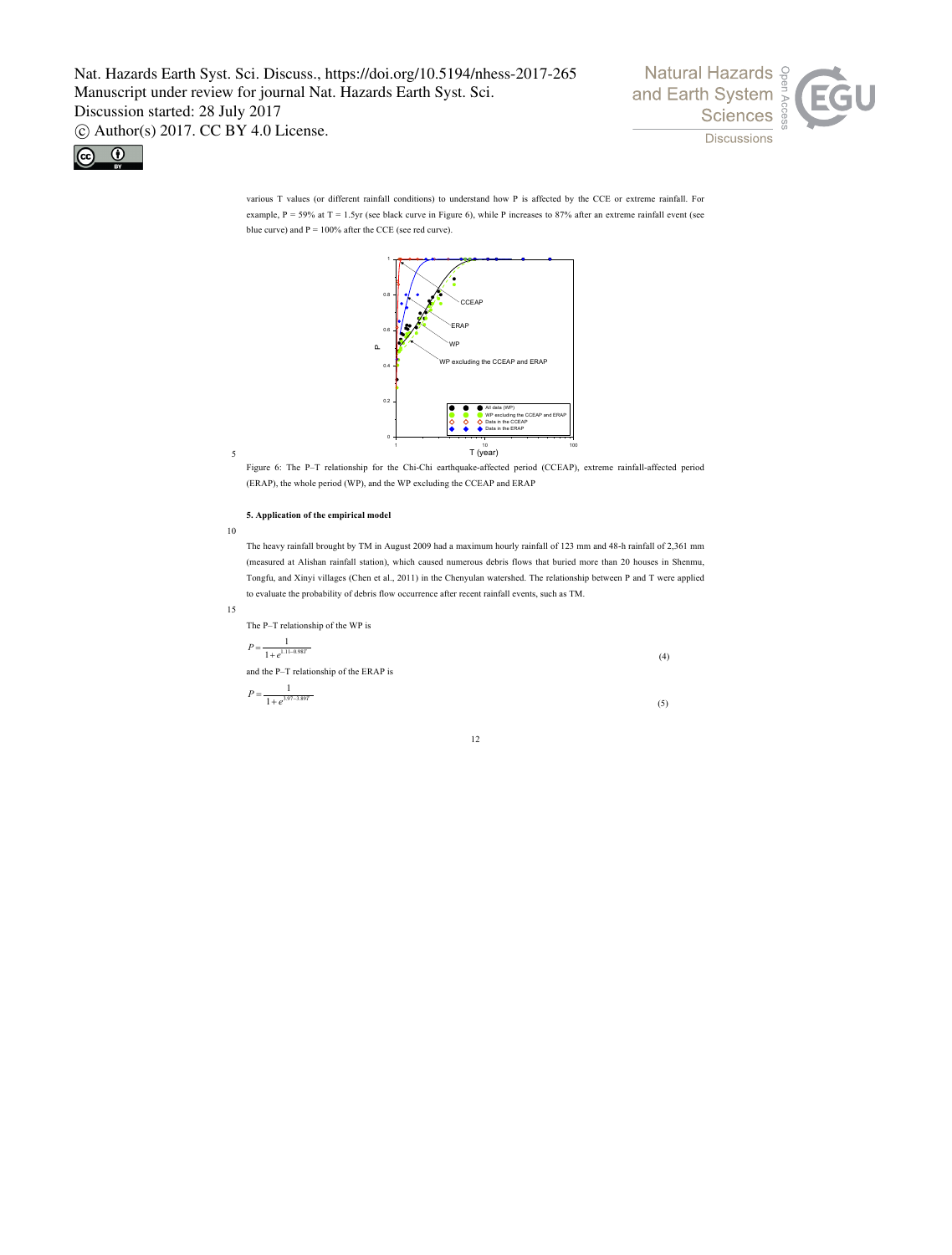various T values (or different rainfall conditions) to understand how P is affected by the CCE or extreme rainfall. For example, P = 59% at T = 1.5yr (see black curve in Figure 6), while P increases to 87% after an extreme rainfall event (see blue curve) and P = 100% after the CCE (see red curve).

Figure 6: The P–T relationship for the Chi-Chi earthquake-affected period (CCEAP), extreme rainfall-affected period (ERAP), the whole period (WP), and the WP excluding the CCEAP and ERAP

**5. Application of the empirical model**

The heavy rainfall brought by TM in August 2009 had a maximum hourly rainfall of 123 mm and 48-h rainfall of 2,361 mm (measured at Alishan rainfall station), which caused numerous debris flows that buried more than 20 houses in Shenmu, Tongfu, and Xinyi villages (Chen et al., 2011) in the Chenyulan watershed. The relationship between P and T were applied to evaluate the probability of debris flow occurrence after recent rainfall events, such as TM.

The P–T relationship of the WP is

$$P = \frac{1}{1+e^{3.11-0.98T}} \tag{4}$$

and the P–T relationship of the ERAP is

$$P = \frac{1}{1+e^{3.97-3.89T}} \tag{5}$$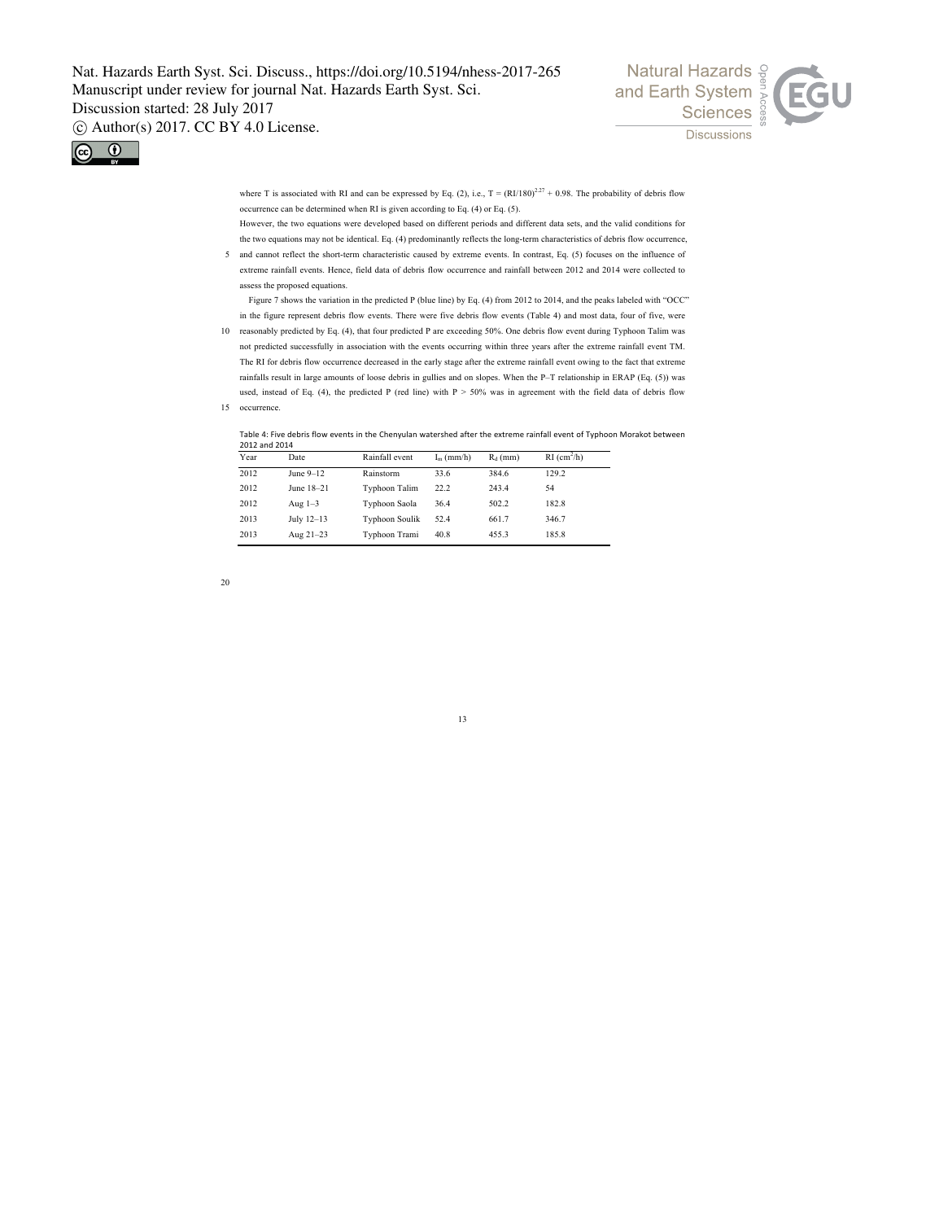where T is associated with RI and can be expressed by Eq. (2), i.e., $T = (RI/180)^{2.27} + 0.98$. The probability of debris flow occurrence can be determined when RI is given according to Eq. (4) or Eq. (5).

However, the two equations were developed based on different periods and different data sets, and the valid conditions for the two equations may not be identical. Eq. (4) predominantly reflects the long-term characteristics of debris flow occurrence, and cannot reflect the short-term characteristic caused by extreme events. In contrast, Eq. (5) focuses on the influence of extreme rainfall events. Hence, field data of debris flow occurrence and rainfall between 2012 and 2014 were collected to assess the proposed equations.

Figure 7 shows the variation in the predicted P (blue line) by Eq. (4) from 2012 to 2014, and the peaks labeled with "OCC" in the figure represent debris flow events. There were five debris flow events (Table 4) and most data, four of five, were reasonably predicted by Eq. (4), that four predicted P are exceeding 50%. One debris flow event during Typhoon Talim was not predicted successfully in association with the events occurring within three years after the extreme rainfall event TM. The RI for debris flow occurrence decreased in the early stage after the extreme rainfall event owing to the fact that extreme rainfalls result in large amounts of loose debris in gullies and on slopes. When the P–T relationship in ERAP (Eq. (5)) was used, instead of Eq. (4), the predicted P (red line) with P > 50% was in agreement with the field data of debris flow occurrence.

Table 4: Five debris flow events in the Chenyulan watershed after the extreme rainfall event of Typhoon Morakot between 2012 and 2014

| Year | Date | Rainfall event | $I_m$ (mm/h) | $R_d$ (mm) | RI ($cm^2/h$) |
|---|---|---|---|---|---|
| 2012 | June 9–12 | Rainstorm | 33.6 | 384.6 | 129.2 |
| 2012 | June 18–21 | Typhoon Talim | 22.2 | 243.4 | 54 |
| 2012 | Aug 1–3 | Typhoon Saola | 36.4 | 502.2 | 182.8 |
| 2013 | July 12–13 | Typhoon Soulik | 52.4 | 661.7 | 346.7 |
| 2013 | Aug 21–23 | Typhoon Trami | 40.8 | 455.3 | 185.8 |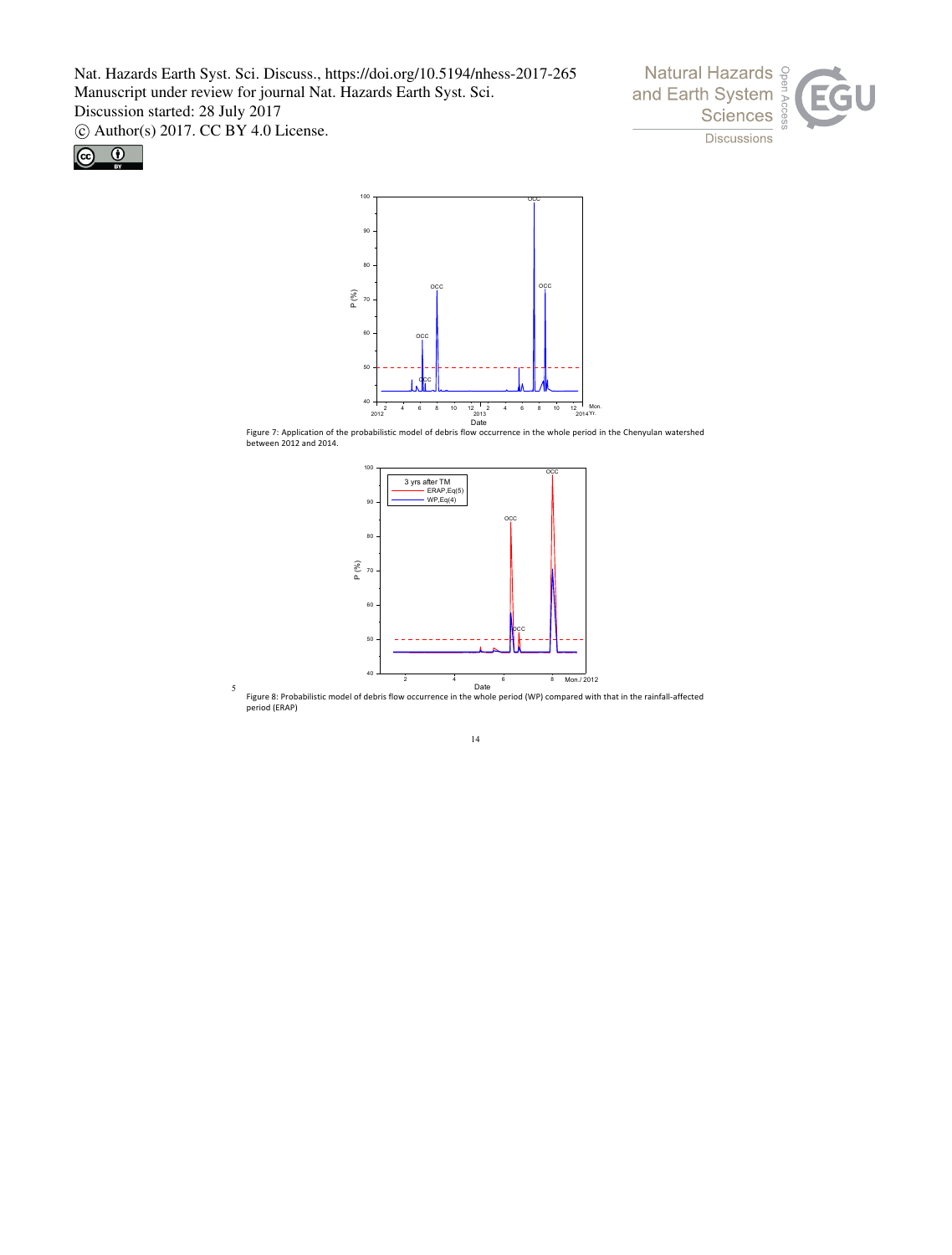Figure 7: Application of the probabilistic model of debris flow occurrence in the whole period in the Chenyulan watershed between 2012 and 2014.

Figure 8: Probabilistic model of debris flow occurrence in the whole period (WP) compared with that in the rainfall-affected period (ERAP)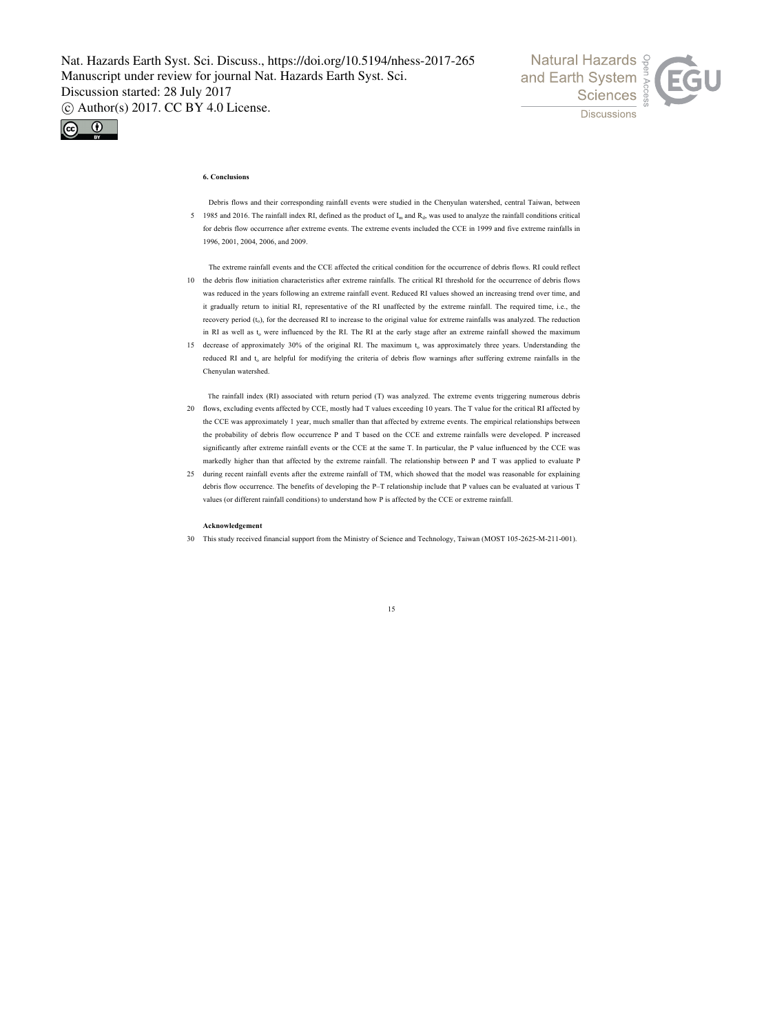## 6. Conclusions

Debris flows and their corresponding rainfall events were studied in the Chenyulan watershed, central Taiwan, between 1985 and 2016. The rainfall index RI, defined as the product of $I_m$ and $R_d$, was used to analyze the rainfall conditions critical for debris flow occurrence after extreme events. The extreme events included the CCE in 1999 and five extreme rainfalls in 1996, 2001, 2004, 2006, and 2009.

The extreme rainfall events and the CCE affected the critical condition for the occurrence of debris flows. RI could reflect the debris flow initiation characteristics after extreme rainfalls. The critical RI threshold for the occurrence of debris flows was reduced in the years following an extreme rainfall event. Reduced RI values showed an increasing trend over time, and it gradually return to initial RI, representative of the RI unaffected by the extreme rainfall. The required time, i.e., the recovery period ($t_o$), for the decreased RI to increase to the original value for extreme rainfalls was analyzed. The reduction in RI as well as $t_o$ were influenced by the RI. The RI at the early stage after an extreme rainfall showed the maximum decrease of approximately 30% of the original RI. The maximum $t_o$ was approximately three years. Understanding the reduced RI and $t_o$ are helpful for modifying the criteria of debris flow warnings after suffering extreme rainfalls in the Chenyulan watershed.

The rainfall index (RI) associated with return period (T) was analyzed. The extreme events triggering numerous debris flows, excluding events affected by CCE, mostly had T values exceeding 10 years. The T value for the critical RI affected by the CCE was approximately 1 year, much smaller than that affected by extreme events. The empirical relationships between the probability of debris flow occurrence P and T based on the CCE and extreme rainfalls were developed. P increased significantly after extreme rainfall events or the CCE at the same T. In particular, the P value influenced by the CCE was markedly higher than that affected by the extreme rainfall. The relationship between P and T was applied to evaluate P during recent rainfall events after the extreme rainfall of TM, which showed that the model was reasonable for explaining debris flow occurrence. The benefits of developing the P–T relationship include that P values can be evaluated at various T values (or different rainfall conditions) to understand how P is affected by the CCE or extreme rainfall.

### Acknowledgement

This study received financial support from the Ministry of Science and Technology, Taiwan (MOST 105-2625-M-211-001).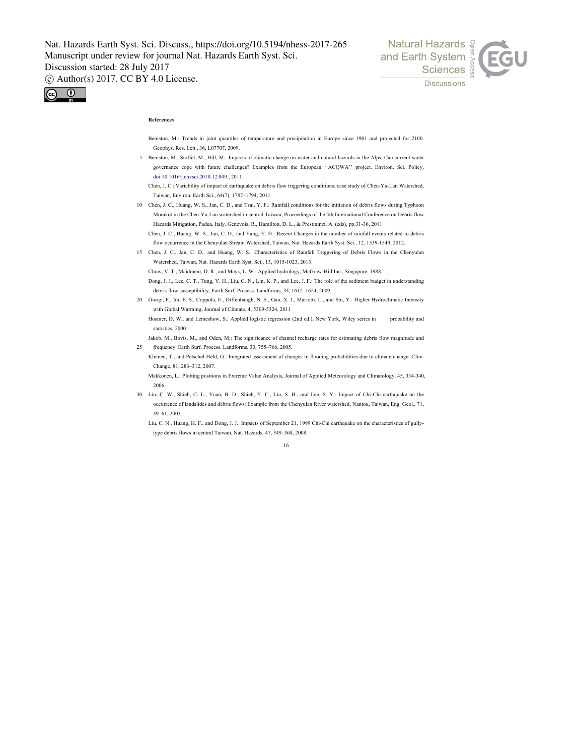**References**

Beniston, M.: Trends in joint quantiles of temperature and precipitation in Europe since 1901 and projected for 2100. Geophys. Res. Lett., 36, L07707, 2009.

Beniston, M., Stoffel, M., Hill, M.: Impacts of climatic change on water and natural hazards in the Alps: Can current water governance cope with future challenges? Examples from the European ''ACQWA'' project. Environ. Sci. Policy, doi:10.1016/j.envsci.2010.12.009., 2011.

Chen, J. C.: Variability of impact of earthquake on debris flow triggering conditions: case study of Chen-Yu-Lan Watershed, Taiwan, Environ. Earth Sci., 64(7), 1787–1794, 2011.

Chen, J. C., Huang, W. S., Jan, C. D., and Tsai, Y. F.: Rainfall conditions for the initiation of debris flows during Typhoon Morakot in the Chen-Yu-Lan watershed in central Taiwan, Proceedings of the 5th International Conference on Debris flow Hazards Mitigation, Padua, Italy. Genevois, R., Hamilton, D. L., & Prestininzi, A. (eds), pp.31-36, 2011.

Chen, J. C., Huang, W. S., Jan, C. D., and Yang, Y. H.: Recent Changes in the number of rainfall events related to debris flow occurrence in the Chenyulan Stream Watershed, Taiwan, Nat. Hazards Earth Syst. Sci., 12, 1539-1549, 2012.

Chen, J. C., Jan, C. D., and Huang, W. S.: Characteristics of Rainfall Triggering of Debris Flows in the Chenyulan Watershed, Taiwan, Nat. Hazards Earth Syst. Sci., 13, 1015-1023, 2013.

Chow, V. T., Maidment, D. R., and Mays, L. W.: Applied hydrology, McGraw-Hill Inc., Singapore, 1988.

Dong, J. J., Lee, C. T., Tung, Y. H., Liu, C. N., Lin, K. P., and Lee, J. F.: The role of the sediment budget in understanding debris flow susceptibility, Earth Surf. Process. Landforms, 34, 1612–1624, 2009.

Giorgi, F., Im, E. S., Coppola, E., Diffenbaugh, N. S., Gao, X. J., Mariotti, L., and Shi, Y.: Higher Hydroclimatic Intensity with Global Warming, Journal of Climate, 4, 5309-5324, 2011

Hosmer, D. W., and Lemeshow, S.: Applied logistic regression (2nd ed.), New York, Wiley series in probability and statistics, 2000.

Jakob, M., Bovis, M., and Oden, M.: The significance of channel recharge rates for estimating debris flow magnitude and frequency. Earth Surf. Process. Landforms, 30, 755–766, 2005.

Kleinen, T., and Petschel-Held, G.: Integrated assessment of changes in flooding probabilities due to climate change. Clim. Change, 81, 283–312, 2007.

Makkonen, L.: Plotting positions in Extreme Value Analysis, Journal of Applied Meteorology and Climatology, 45, 334-340, 2006.

Lin, C. W., Shieh, C. L., Yuan, B. D., Shieh, Y. C., Liu, S. H., and Lee, S. Y.: Impact of Chi-Chi earthquake on the occurrence of landslides and debris flows: Example from the Chenyulan River watershed, Nantou, Taiwan, Eng. Geol., 71, 49–61, 2003.

Liu, C. N., Huang, H. F., and Dong, J. J.: Impacts of September 21, 1999 Chi-Chi earthquake on the characteristics of gully-type debris flows in central Taiwan. Nat. Hazards, 47, 349–368, 2008.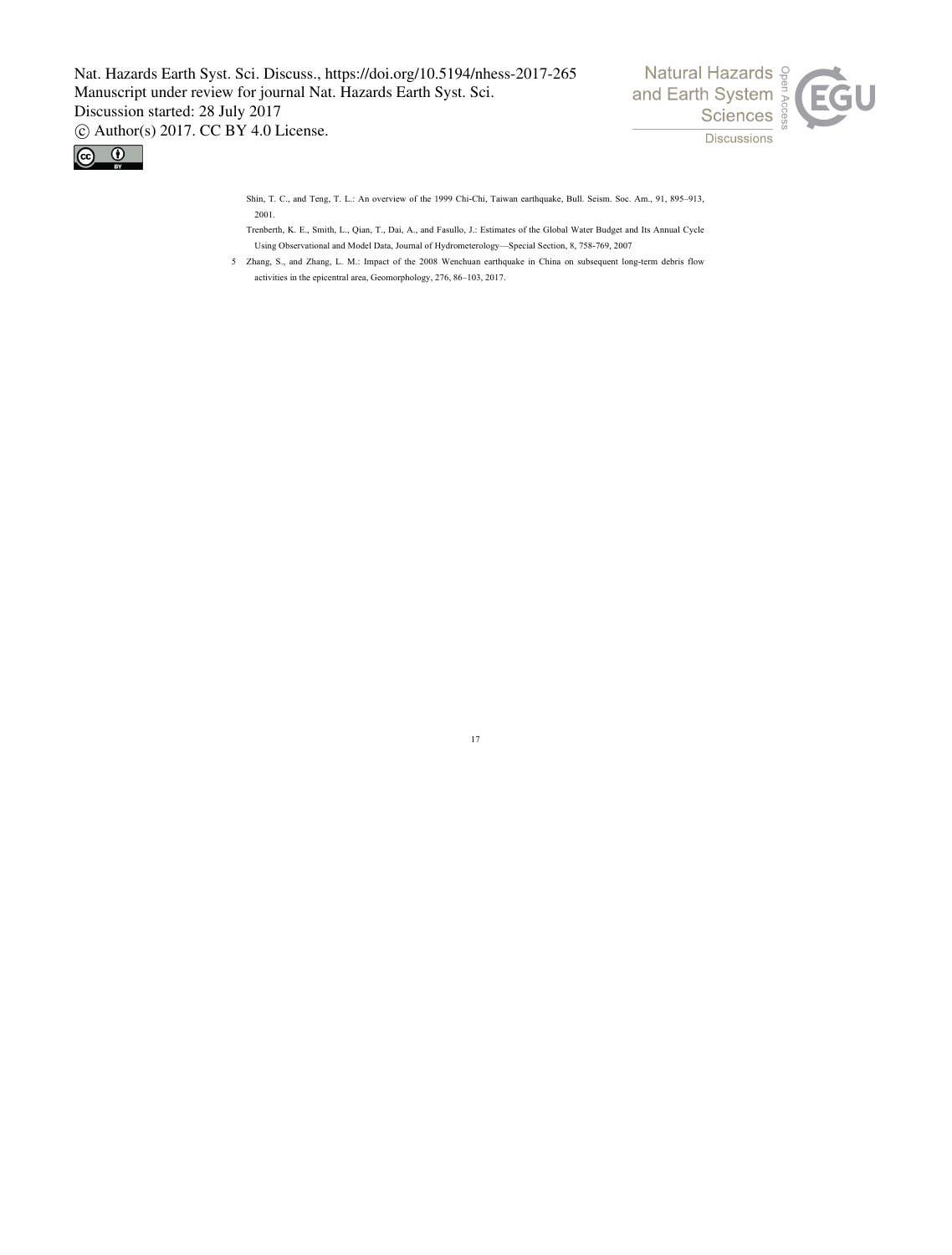Shin, T. C., and Teng, T. L.: An overview of the 1999 Chi-Chi, Taiwan earthquake, Bull. Seism. Soc. Am., 91, 895–913, 2001.

Trenberth, K. E., Smith, L., Qian, T., Dai, A., and Fasullo, J.: Estimates of the Global Water Budget and Its Annual Cycle Using Observational and Model Data, Journal of Hydrometerology—Special Section, 8, 758-769, 2007

Zhang, S., and Zhang, L. M.: Impact of the 2008 Wenchuan earthquake in China on subsequent long-term debris flow activities in the epicentral area, Geomorphology, 276, 86–103, 2017.